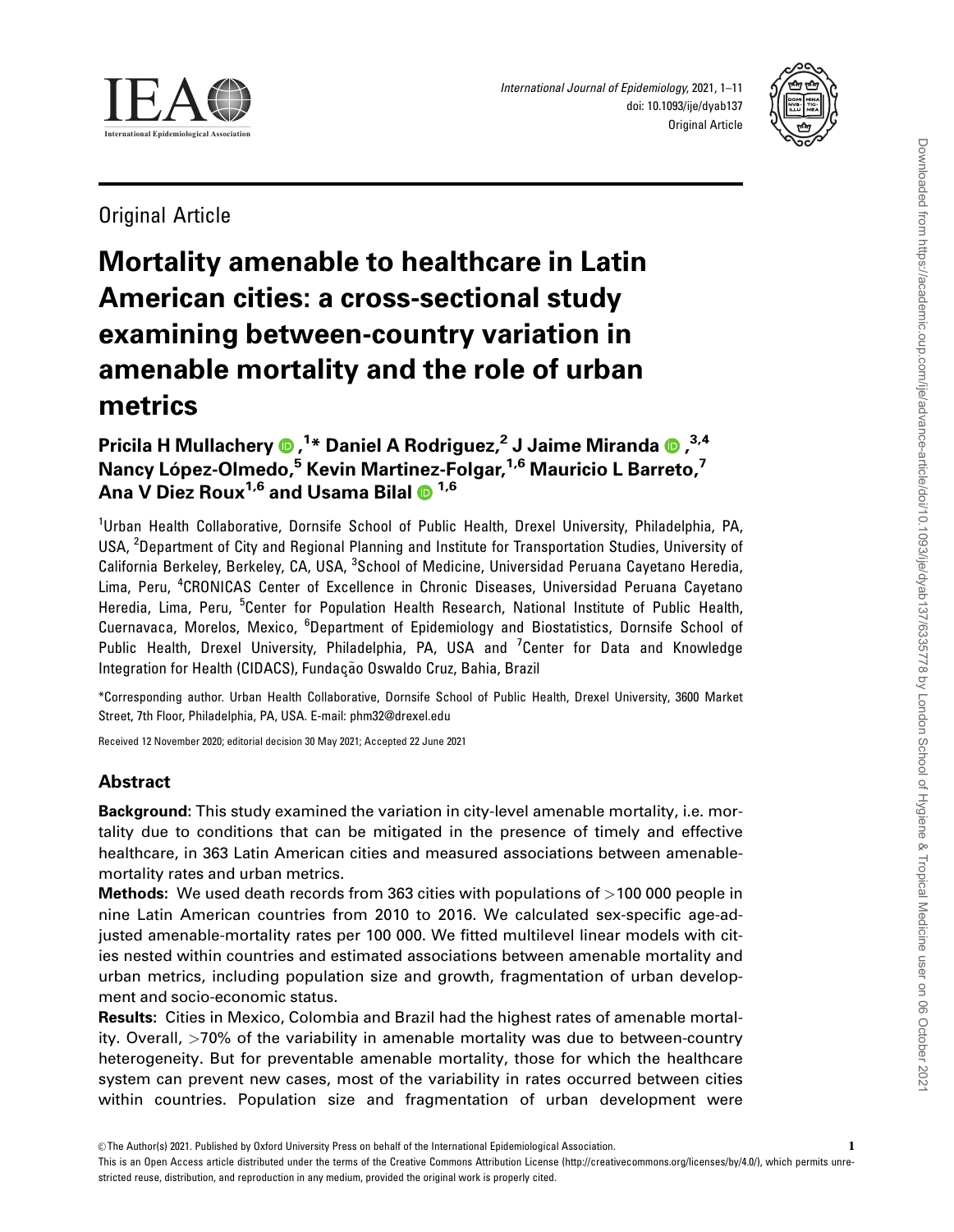Original Article

# Mortality amenable to healthcare in Latin American cities: a cross-sectional study examining between-country variation in amenable mortality and the role of urban metrics

**Pricila H Mullachery [1]*, Daniel A Rodriguez [2], J Jaime Miranda [3,4], Nancy López-Olmedo [5], Kevin Martinez-Folgar [1,6], Mauricio L Barreto [7], Ana V Diez Roux [1,6] and Usama Bilal [1,6]**

[1]Urban Health Collaborative, Dornsife School of Public Health, Drexel University, Philadelphia, PA, USA, [2]Department of City and Regional Planning and Institute for Transportation Studies, University of California Berkeley, Berkeley, CA, USA, [3]School of Medicine, Universidad Peruana Cayetano Heredia, Lima, Peru, [4]CRONICAS Center of Excellence in Chronic Diseases, Universidad Peruana Cayetano Heredia, Lima, Peru, [5]Center for Population Health Research, National Institute of Public Health, Cuernavaca, Morelos, Mexico, [6]Department of Epidemiology and Biostatistics, Dornsife School of Public Health, Drexel University, Philadelphia, PA, USA and [7]Center for Data and Knowledge Integration for Health (CIDACS), Fundação Oswaldo Cruz, Bahia, Brazil

*Corresponding author. Urban Health Collaborative, Dornsife School of Public Health, Drexel University, 3600 Market Street, 7th Floor, Philadelphia, PA, USA. E-mail: phm32@drexel.edu

Received 12 November 2020; editorial decision 30 May 2021; Accepted 22 June 2021

## Abstract

**Background:** This study examined the variation in city-level amenable mortality, i.e. mortality due to conditions that can be mitigated in the presence of timely and effective healthcare, in 363 Latin American cities and measured associations between amenable-mortality rates and urban metrics.

**Methods:** We used death records from 363 cities with populations of >100 000 people in nine Latin American countries from 2010 to 2016. We calculated sex-specific age-adjusted amenable-mortality rates per 100 000. We fitted multilevel linear models with cities nested within countries and estimated associations between amenable mortality and urban metrics, including population size and growth, fragmentation of urban development and socio-economic status.

**Results:** Cities in Mexico, Colombia and Brazil had the highest rates of amenable mortality. Overall, >70% of the variability in amenable mortality was due to between-country heterogeneity. But for preventable amenable mortality, those for which the healthcare system can prevent new cases, most of the variability in rates occurred between cities within countries. Population size and fragmentation of urban development were

© The Author(s) 2021. Published by Oxford University Press on behalf of the International Epidemiological Association.

This is an Open Access article distributed under the terms of the Creative Commons Attribution License (http://creativecommons.org/licenses/by/4.0/), which permits unrestricted reuse, distribution, and reproduction in any medium, provided the original work is properly cited.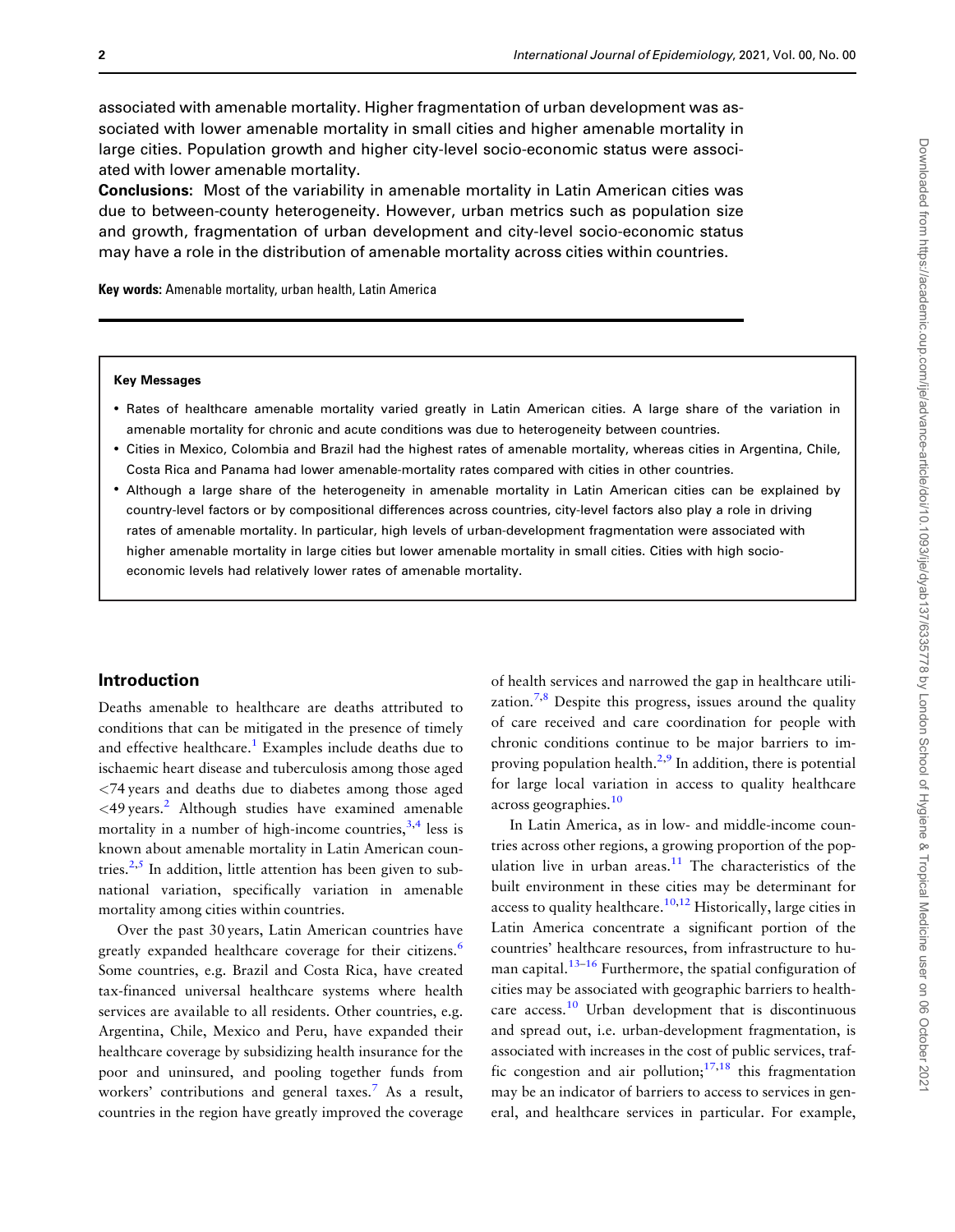associated with amenable mortality. Higher fragmentation of urban development was associated with lower amenable mortality in small cities and higher amenable mortality in large cities. Population growth and higher city-level socio-economic status were associated with lower amenable mortality.

**Conclusions:** Most of the variability in amenable mortality in Latin American cities was due to between-county heterogeneity. However, urban metrics such as population size and growth, fragmentation of urban development and city-level socio-economic status may have a role in the distribution of amenable mortality across cities within countries.

**Key words:** Amenable mortality, urban health, Latin America

---

**Key Messages**

- Rates of healthcare amenable mortality varied greatly in Latin American cities. A large share of the variation in amenable mortality for chronic and acute conditions was due to heterogeneity between countries.
- Cities in Mexico, Colombia and Brazil had the highest rates of amenable mortality, whereas cities in Argentina, Chile, Costa Rica and Panama had lower amenable-mortality rates compared with cities in other countries.
- Although a large share of the heterogeneity in amenable mortality in Latin American cities can be explained by country-level factors or by compositional differences across countries, city-level factors also play a role in driving rates of amenable mortality. In particular, high levels of urban-development fragmentation were associated with higher amenable mortality in large cities but lower amenable mortality in small cities. Cities with high socio-economic levels had relatively lower rates of amenable mortality.

## Introduction

Deaths amenable to healthcare are deaths attributed to conditions that can be mitigated in the presence of timely and effective healthcare.[1] Examples include deaths due to ischaemic heart disease and tuberculosis among those aged <74 years and deaths due to diabetes among those aged <49 years.[2] Although studies have examined amenable mortality in a number of high-income countries,[3,4] less is known about amenable mortality in Latin American countries.[2,5] In addition, little attention has been given to subnational variation, specifically variation in amenable mortality among cities within countries.

Over the past 30 years, Latin American countries have greatly expanded healthcare coverage for their citizens.[6] Some countries, e.g. Brazil and Costa Rica, have created tax-financed universal healthcare systems where health services are available to all residents. Other countries, e.g. Argentina, Chile, Mexico and Peru, have expanded their healthcare coverage by subsidizing health insurance for the poor and uninsured, and pooling together funds from workers' contributions and general taxes.[7] As a result, countries in the region have greatly improved the coverage of health services and narrowed the gap in healthcare utilization.[7,8] Despite this progress, issues around the quality of care received and care coordination for people with chronic conditions continue to be major barriers to improving population health.[2,9] In addition, there is potential for large local variation in access to quality healthcare across geographies.[10]

In Latin America, as in low- and middle-income countries across other regions, a growing proportion of the population live in urban areas.[11] The characteristics of the built environment in these cities may be determinant for access to quality healthcare.[10,12] Historically, large cities in Latin America concentrate a significant portion of the countries' healthcare resources, from infrastructure to human capital.[13–16] Furthermore, the spatial configuration of cities may be associated with geographic barriers to healthcare access.[10] Urban development that is discontinuous and spread out, i.e. urban-development fragmentation, is associated with increases in the cost of public services, traffic congestion and air pollution;[17,18] this fragmentation may be an indicator of barriers to access to services in general, and healthcare services in particular. For example,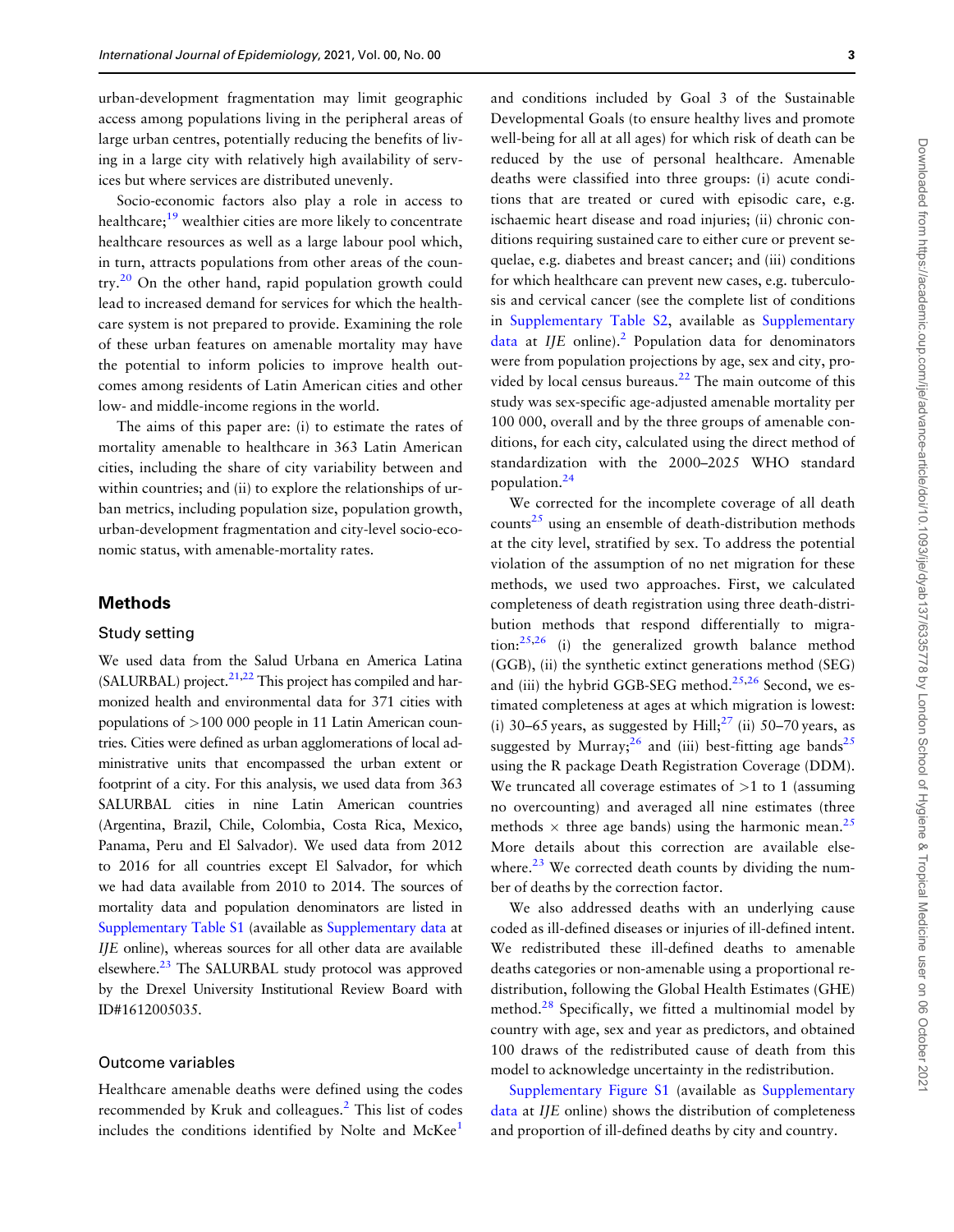urban-development fragmentation may limit geographic access among populations living in the peripheral areas of large urban centres, potentially reducing the benefits of living in a large city with relatively high availability of services but where services are distributed unevenly.

Socio-economic factors also play a role in access to healthcare;[19] wealthier cities are more likely to concentrate healthcare resources as well as a large labour pool which, in turn, attracts populations from other areas of the country.[20] On the other hand, rapid population growth could lead to increased demand for services for which the healthcare system is not prepared to provide. Examining the role of these urban features on amenable mortality may have the potential to inform policies to improve health outcomes among residents of Latin American cities and other low- and middle-income regions in the world.

The aims of this paper are: (i) to estimate the rates of mortality amenable to healthcare in 363 Latin American cities, including the share of city variability between and within countries; and (ii) to explore the relationships of urban metrics, including population size, population growth, urban-development fragmentation and city-level socio-economic status, with amenable-mortality rates.

## Methods

### Study setting

We used data from the Salud Urbana en America Latina (SALURBAL) project.[21,22] This project has compiled and harmonized health and environmental data for 371 cities with populations of >100 000 people in 11 Latin American countries. Cities were defined as urban agglomerations of local administrative units that encompassed the urban extent or footprint of a city. For this analysis, we used data from 363 SALURBAL cities in nine Latin American countries (Argentina, Brazil, Chile, Colombia, Costa Rica, Mexico, Panama, Peru and El Salvador). We used data from 2012 to 2016 for all countries except El Salvador, for which we had data available from 2010 to 2014. The sources of mortality data and population denominators are listed in Supplementary Table S1 (available as Supplementary data at *IJE* online), whereas sources for all other data are available elsewhere.[23] The SALURBAL study protocol was approved by the Drexel University Institutional Review Board with ID#1612005035.

### Outcome variables

Healthcare amenable deaths were defined using the codes recommended by Kruk and colleagues.[2] This list of codes includes the conditions identified by Nolte and McKee[1] and conditions included by Goal 3 of the Sustainable Developmental Goals (to ensure healthy lives and promote well-being for all at all ages) for which risk of death can be reduced by the use of personal healthcare. Amenable deaths were classified into three groups: (i) acute conditions that are treated or cured with episodic care, e.g. ischaemic heart disease and road injuries; (ii) chronic conditions requiring sustained care to either cure or prevent sequelae, e.g. diabetes and breast cancer; and (iii) conditions for which healthcare can prevent new cases, e.g. tuberculosis and cervical cancer (see the complete list of conditions in Supplementary Table S2, available as Supplementary data at *IJE* online).[2] Population data for denominators were from population projections by age, sex and city, provided by local census bureaus.[22] The main outcome of this study was sex-specific age-adjusted amenable mortality per 100 000, overall and by the three groups of amenable conditions, for each city, calculated using the direct method of standardization with the 2000–2025 WHO standard population.[24]

We corrected for the incomplete coverage of all death counts[25] using an ensemble of death-distribution methods at the city level, stratified by sex. To address the potential violation of the assumption of no net migration for these methods, we used two approaches. First, we calculated completeness of death registration using three death-distribution methods that respond differentially to migration:[25,26] (i) the generalized growth balance method (GGB), (ii) the synthetic extinct generations method (SEG) and (iii) the hybrid GGB-SEG method.[25,26] Second, we estimated completeness at ages at which migration is lowest: (i) 30–65 years, as suggested by Hill;[27] (ii) 50–70 years, as suggested by Murray;[26] and (iii) best-fitting age bands[25] using the R package Death Registration Coverage (DDM). We truncated all coverage estimates of >1 to 1 (assuming no overcounting) and averaged all nine estimates (three methods × three age bands) using the harmonic mean.[25] More details about this correction are available elsewhere.[23] We corrected death counts by dividing the number of deaths by the correction factor.

We also addressed deaths with an underlying cause coded as ill-defined diseases or injuries of ill-defined intent. We redistributed these ill-defined deaths to amenable deaths categories or non-amenable using a proportional redistribution, following the Global Health Estimates (GHE) method.[28] Specifically, we fitted a multinomial model by country with age, sex and year as predictors, and obtained 100 draws of the redistributed cause of death from this model to acknowledge uncertainty in the redistribution.

Supplementary Figure S1 (available as Supplementary data at *IJE* online) shows the distribution of completeness and proportion of ill-defined deaths by city and country.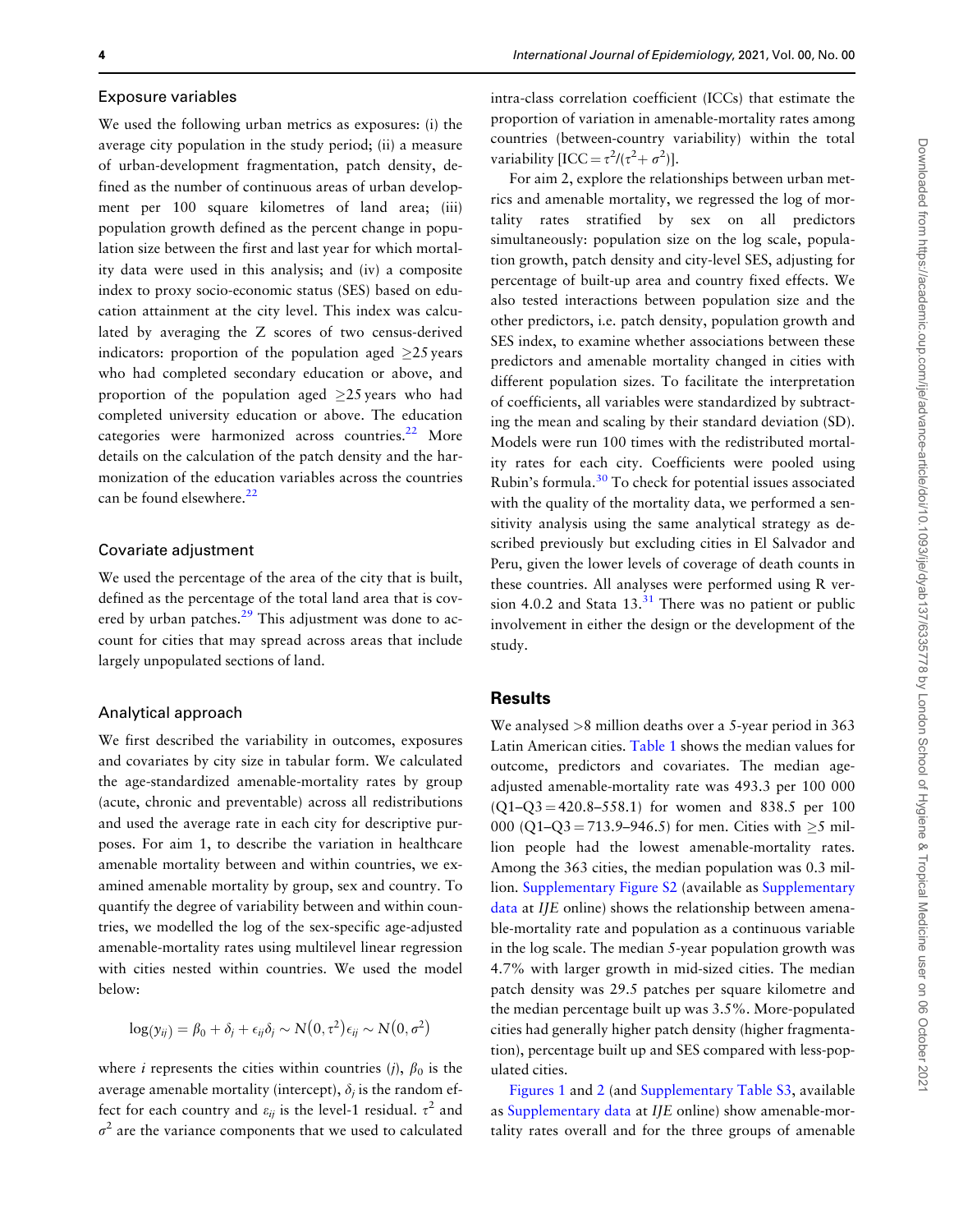## Exposure variables

We used the following urban metrics as exposures: (i) the average city population in the study period; (ii) a measure of urban-development fragmentation, patch density, defined as the number of continuous areas of urban development per 100 square kilometres of land area; (iii) population growth defined as the percent change in population size between the first and last year for which mortality data were used in this analysis; and (iv) a composite index to proxy socio-economic status (SES) based on education attainment at the city level. This index was calculated by averaging the Z scores of two census-derived indicators: proportion of the population aged ≥25 years who had completed secondary education or above, and proportion of the population aged ≥25 years who had completed university education or above. The education categories were harmonized across countries.[22] More details on the calculation of the patch density and the harmonization of the education variables across the countries can be found elsewhere.[22]

## Covariate adjustment

We used the percentage of the area of the city that is built, defined as the percentage of the total land area that is covered by urban patches.[29] This adjustment was done to account for cities that may spread across areas that include largely unpopulated sections of land.

## Analytical approach

We first described the variability in outcomes, exposures and covariates by city size in tabular form. We calculated the age-standardized amenable-mortality rates by group (acute, chronic and preventable) across all redistributions and used the average rate in each city for descriptive purposes. For aim 1, to describe the variation in healthcare amenable mortality between and within countries, we examined amenable mortality by group, sex and country. To quantify the degree of variability between and within countries, we modelled the log of the sex-specific age-adjusted amenable-mortality rates using multilevel linear regression with cities nested within countries. We used the model below:

$$\log(y_{ij}) = \beta_0 + \delta_j + \epsilon_{ij}\delta_j \sim N(0, \tau^2)\epsilon_{ij} \sim N(0, \sigma^2)$$

where $i$ represents the cities within countries ($j$), $\beta_0$ is the average amenable mortality (intercept), $\delta_j$ is the random effect for each country and $\varepsilon_{ij}$ is the level-1 residual. $\tau^2$ and $\sigma^2$ are the variance components that we used to calculated intra-class correlation coefficient (ICCs) that estimate the proportion of variation in amenable-mortality rates among countries (between-country variability) within the total variability [$\text{ICC} = \tau^2/(\tau^2 + \sigma^2)$].

For aim 2, explore the relationships between urban metrics and amenable mortality, we regressed the log of mortality rates stratified by sex on all predictors simultaneously: population size on the log scale, population growth, patch density and city-level SES, adjusting for percentage of built-up area and country fixed effects. We also tested interactions between population size and the other predictors, i.e. patch density, population growth and SES index, to examine whether associations between these predictors and amenable mortality changed in cities with different population sizes. To facilitate the interpretation of coefficients, all variables were standardized by subtracting the mean and scaling by their standard deviation (SD). Models were run 100 times with the redistributed mortality rates for each city. Coefficients were pooled using Rubin's formula.[30] To check for potential issues associated with the quality of the mortality data, we performed a sensitivity analysis using the same analytical strategy as described previously but excluding cities in El Salvador and Peru, given the lower levels of coverage of death counts in these countries. All analyses were performed using R version 4.0.2 and Stata 13.[31] There was no patient or public involvement in either the design or the development of the study.

# Results

We analysed >8 million deaths over a 5-year period in 363 Latin American cities. Table 1 shows the median values for outcome, predictors and covariates. The median age-adjusted amenable-mortality rate was 493.3 per 100 000 (Q1–Q3 = 420.8–558.1) for women and 838.5 per 100 000 (Q1–Q3 = 713.9–946.5) for men. Cities with ≥5 million people had the lowest amenable-mortality rates. Among the 363 cities, the median population was 0.3 million. Supplementary Figure S2 (available as Supplementary data at *IJE* online) shows the relationship between amenable-mortality rate and population as a continuous variable in the log scale. The median 5-year population growth was 4.7% with larger growth in mid-sized cities. The median patch density was 29.5 patches per square kilometre and the median percentage built up was 3.5%. More-populated cities had generally higher patch density (higher fragmentation), percentage built up and SES compared with less-populated cities.

Figures 1 and 2 (and Supplementary Table S3, available as Supplementary data at *IJE* online) show amenable-mortality rates overall and for the three groups of amenable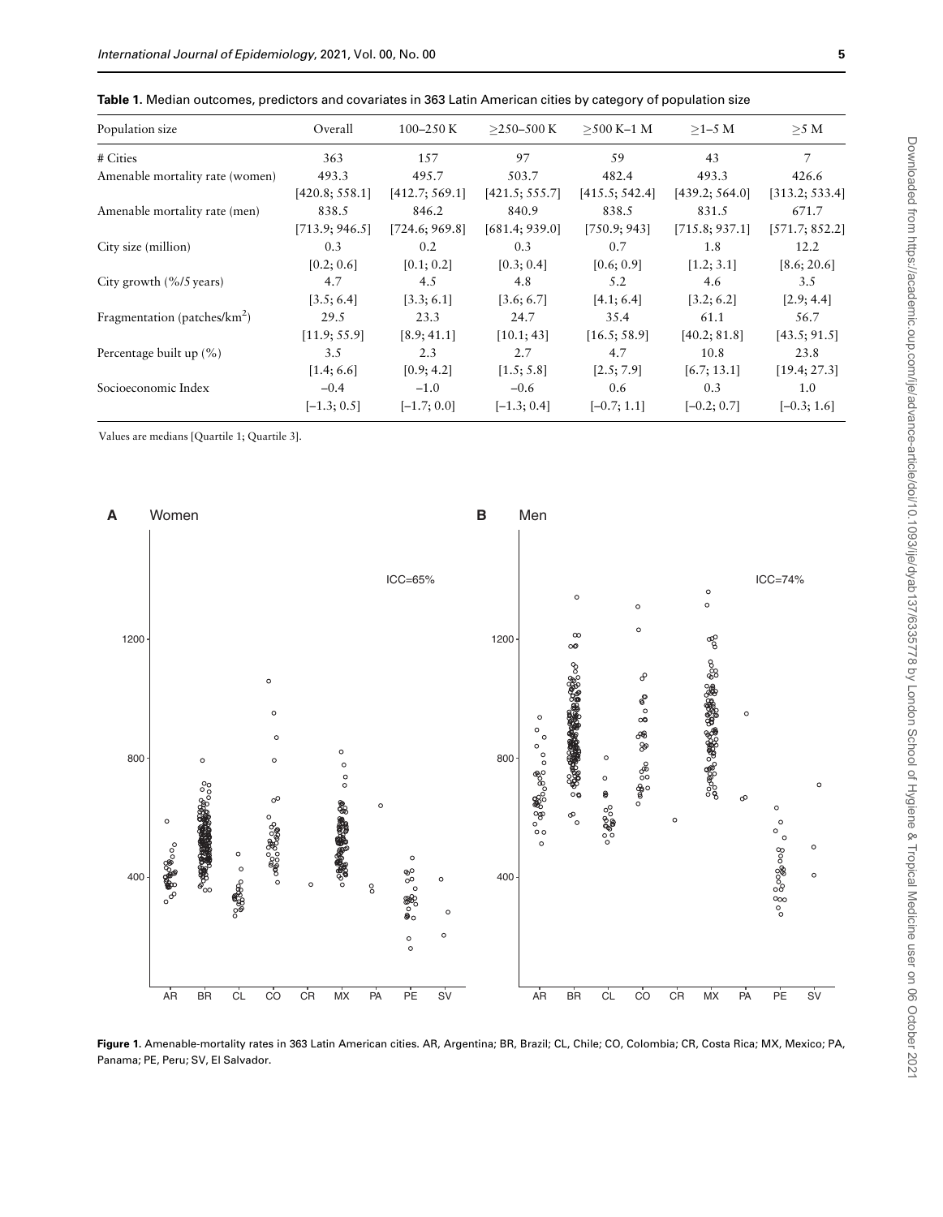**Table 1.** Median outcomes, predictors and covariates in 363 Latin American cities by category of population size

| Population size | Overall | 100–250 K | ≥250–500 K | ≥500 K–1 M | ≥1–5 M | ≥5 M |
|---|---|---|---|---|---|---|
| # Cities | 363 | 157 | 97 | 59 | 43 | 7 |
| Amenable mortality rate (women) | 493.3 [420.8; 558.1] | 495.7 [412.7; 569.1] | 503.7 [421.5; 555.7] | 482.4 [415.5; 542.4] | 493.3 [439.2; 564.0] | 426.6 [313.2; 533.4] |
| Amenable mortality rate (men) | 838.5 [713.9; 946.5] | 846.2 [724.6; 969.8] | 840.9 [681.4; 939.0] | 838.5 [750.9; 943] | 831.5 [715.8; 937.1] | 671.7 [571.7; 852.2] |
| City size (million) | 0.3 [0.2; 0.6] | 0.2 [0.1; 0.2] | 0.3 [0.3; 0.4] | 0.7 [0.6; 0.9] | 1.8 [1.2; 3.1] | 12.2 [8.6; 20.6] |
| City growth (%/5 years) | 4.7 [3.5; 6.4] | 4.5 [3.3; 6.1] | 4.8 [3.6; 6.7] | 5.2 [4.1; 6.4] | 4.6 [3.2; 6.2] | 3.5 [2.9; 4.4] |
| Fragmentation (patches/km$^2$) | 29.5 [11.9; 55.9] | 23.3 [8.9; 41.1] | 24.7 [10.1; 43] | 35.4 [16.5; 58.9] | 61.1 [40.2; 81.8] | 56.7 [43.5; 91.5] |
| Percentage built up (%) | 3.5 [1.4; 6.6] | 2.3 [0.9; 4.2] | 2.7 [1.5; 5.8] | 4.7 [2.5; 7.9] | 10.8 [6.7; 13.1] | 23.8 [19.4; 27.3] |
| Socioeconomic Index | −0.4 [−1.3; 0.5] | −1.0 [−1.7; 0.0] | −0.6 [−1.3; 0.4] | 0.6 [−0.7; 1.1] | 0.3 [−0.2; 0.7] | 1.0 [−0.3; 1.6] |

Values are medians [Quartile 1; Quartile 3].

**Figure 1.** Amenable-mortality rates in 363 Latin American cities. AR, Argentina; BR, Brazil; CL, Chile; CO, Colombia; CR, Costa Rica; MX, Mexico; PA, Panama; PE, Peru; SV, El Salvador.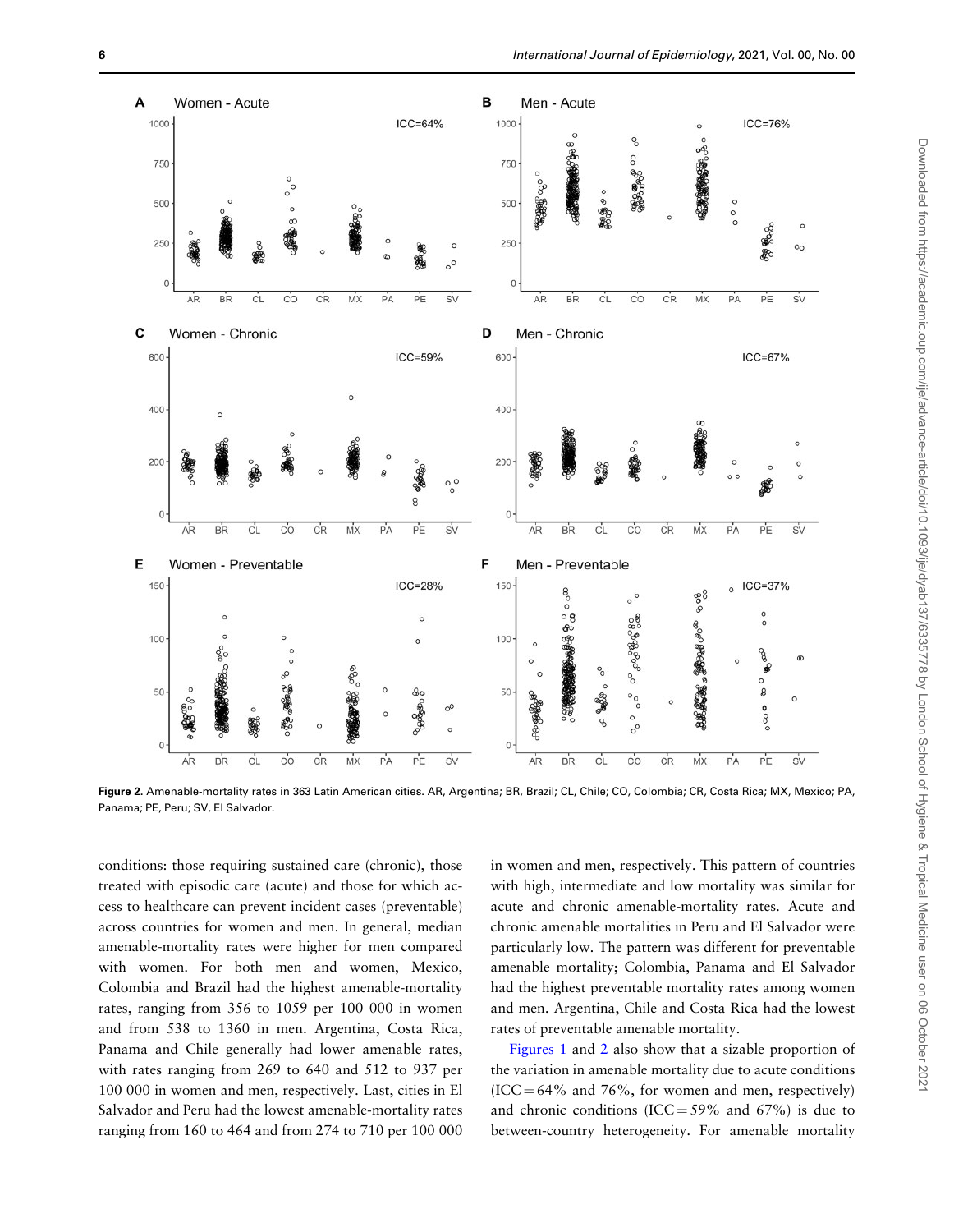**Figure 2.** Amenable-mortality rates in 363 Latin American cities. AR, Argentina; BR, Brazil; CL, Chile; CO, Colombia; CR, Costa Rica; MX, Mexico; PA, Panama; PE, Peru; SV, El Salvador.

conditions: those requiring sustained care (chronic), those treated with episodic care (acute) and those for which access to healthcare can prevent incident cases (preventable) across countries for women and men. In general, median amenable-mortality rates were higher for men compared with women. For both men and women, Mexico, Colombia and Brazil had the highest amenable-mortality rates, ranging from 356 to 1059 per 100 000 in women and from 538 to 1360 in men. Argentina, Costa Rica, Panama and Chile generally had lower amenable rates, with rates ranging from 269 to 640 and 512 to 937 per 100 000 in women and men, respectively. Last, cities in El Salvador and Peru had the lowest amenable-mortality rates ranging from 160 to 464 and from 274 to 710 per 100 000 in women and men, respectively. This pattern of countries with high, intermediate and low mortality was similar for acute and chronic amenable-mortality rates. Acute and chronic amenable mortalities in Peru and El Salvador were particularly low. The pattern was different for preventable amenable mortality; Colombia, Panama and El Salvador had the highest preventable mortality rates among women and men. Argentina, Chile and Costa Rica had the lowest rates of preventable amenable mortality.

Figures 1 and 2 also show that a sizable proportion of the variation in amenable mortality due to acute conditions (ICC = 64% and 76%, for women and men, respectively) and chronic conditions (ICC = 59% and 67%) is due to between-country heterogeneity. For amenable mortality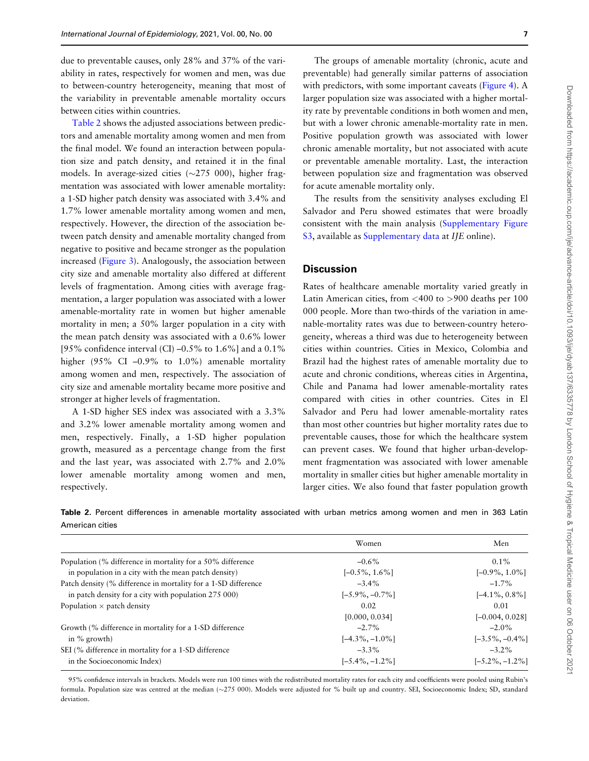due to preventable causes, only 28% and 37% of the variability in rates, respectively for women and men, was due to between-country heterogeneity, meaning that most of the variability in preventable amenable mortality occurs between cities within countries.

Table 2 shows the adjusted associations between predictors and amenable mortality among women and men from the final model. We found an interaction between population size and patch density, and retained it in the final models. In average-sized cities (~275 000), higher fragmentation was associated with lower amenable mortality: a 1-SD higher patch density was associated with 3.4% and 1.7% lower amenable mortality among women and men, respectively. However, the direction of the association between patch density and amenable mortality changed from negative to positive and became stronger as the population increased (Figure 3). Analogously, the association between city size and amenable mortality also differed at different levels of fragmentation. Among cities with average fragmentation, a larger population was associated with a lower amenable-mortality rate in women but higher amenable mortality in men; a 50% larger population in a city with the mean patch density was associated with a 0.6% lower [95% confidence interval (CI) –0.5% to 1.6%] and a 0.1% higher (95% CI –0.9% to 1.0%) amenable mortality among women and men, respectively. The association of city size and amenable mortality became more positive and stronger at higher levels of fragmentation.

A 1-SD higher SES index was associated with a 3.3% and 3.2% lower amenable mortality among women and men, respectively. Finally, a 1-SD higher population growth, measured as a percentage change from the first and the last year, was associated with 2.7% and 2.0% lower amenable mortality among women and men, respectively.

The groups of amenable mortality (chronic, acute and preventable) had generally similar patterns of association with predictors, with some important caveats (Figure 4). A larger population size was associated with a higher mortality rate by preventable conditions in both women and men, but with a lower chronic amenable-mortality rate in men. Positive population growth was associated with lower chronic amenable mortality, but not associated with acute or preventable amenable mortality. Last, the interaction between population size and fragmentation was observed for acute amenable mortality only.

The results from the sensitivity analyses excluding El Salvador and Peru showed estimates that were broadly consistent with the main analysis (Supplementary Figure S3, available as Supplementary data at *IJE* online).

## Discussion

Rates of healthcare amenable mortality varied greatly in Latin American cities, from <400 to >900 deaths per 100 000 people. More than two-thirds of the variation in amenable-mortality rates was due to between-country heterogeneity, whereas a third was due to heterogeneity between cities within countries. Cities in Mexico, Colombia and Brazil had the highest rates of amenable mortality due to acute and chronic conditions, whereas cities in Argentina, Chile and Panama had lower amenable-mortality rates compared with cities in other countries. Cites in El Salvador and Peru had lower amenable-mortality rates than most other countries but higher mortality rates due to preventable causes, those for which the healthcare system can prevent cases. We found that higher urban-development fragmentation was associated with lower amenable mortality in smaller cities but higher amenable mortality in larger cities. We also found that faster population growth

**Table 2.** Percent differences in amenable mortality associated with urban metrics among women and men in 363 Latin American cities

| | Women | Men |
|---|---|---|
| Population (% difference in mortality for a 50% difference in population in a city with the mean patch density) | –0.6% [–0.5%, 1.6%] | 0.1% [–0.9%, 1.0%] |
| Patch density (% difference in mortality for a 1-SD difference in patch density for a city with population 275 000) | –3.4% [–5.9%, –0.7%] | –1.7% [–4.1%, 0.8%] |
| Population × patch density | 0.02 [0.000, 0.034] | 0.01 [–0.004, 0.028] |
| Growth (% difference in mortality for a 1-SD difference in % growth) | –2.7% [–4.3%, –1.0%] | –2.0% [–3.5%, –0.4%] |
| SEI (% difference in mortality for a 1-SD difference in the Socioeconomic Index) | –3.3% [–5.4%, –1.2%] | –3.2% [–5.2%, –1.2%] |

95% confidence intervals in brackets. Models were run 100 times with the redistributed mortality rates for each city and coefficients were pooled using Rubin's formula. Population size was centred at the median (~275 000). Models were adjusted for % built up and country. SEI, Socioeconomic Index; SD, standard deviation.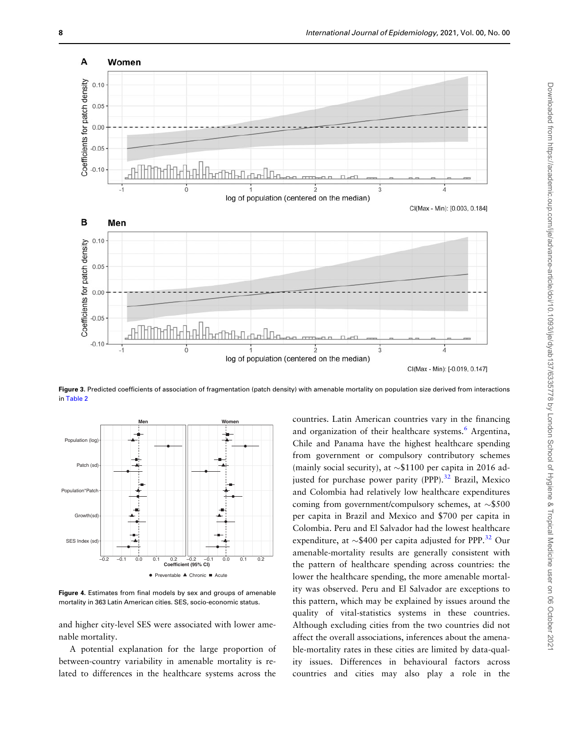Figure 3. Predicted coefficients of association of fragmentation (patch density) with amenable mortality on population size derived from interactions in Table 2

Figure 4. Estimates from final models by sex and groups of amenable mortality in 363 Latin American cities. SES, socio-economic status.

and higher city-level SES were associated with lower amenable mortality.

A potential explanation for the large proportion of between-country variability in amenable mortality is related to differences in the healthcare systems across the countries. Latin American countries vary in the financing and organization of their healthcare systems.[6] Argentina, Chile and Panama have the highest healthcare spending from government or compulsory contributory schemes (mainly social security), at ∼\$1100 per capita in 2016 adjusted for purchase power parity (PPP).[32] Brazil, Mexico and Colombia had relatively low healthcare expenditures coming from government/compulsory schemes, at ∼\$500 per capita in Brazil and Mexico and \$700 per capita in Colombia. Peru and El Salvador had the lowest healthcare expenditure, at ∼\$400 per capita adjusted for PPP.[32] Our amenable-mortality results are generally consistent with the pattern of healthcare spending across countries: the lower the healthcare spending, the more amenable mortality was observed. Peru and El Salvador are exceptions to this pattern, which may be explained by issues around the quality of vital-statistics systems in these countries. Although excluding cities from the two countries did not affect the overall associations, inferences about the amenable-mortality rates in these cities are limited by data-quality issues. Differences in behavioural factors across countries and cities may also play a role in the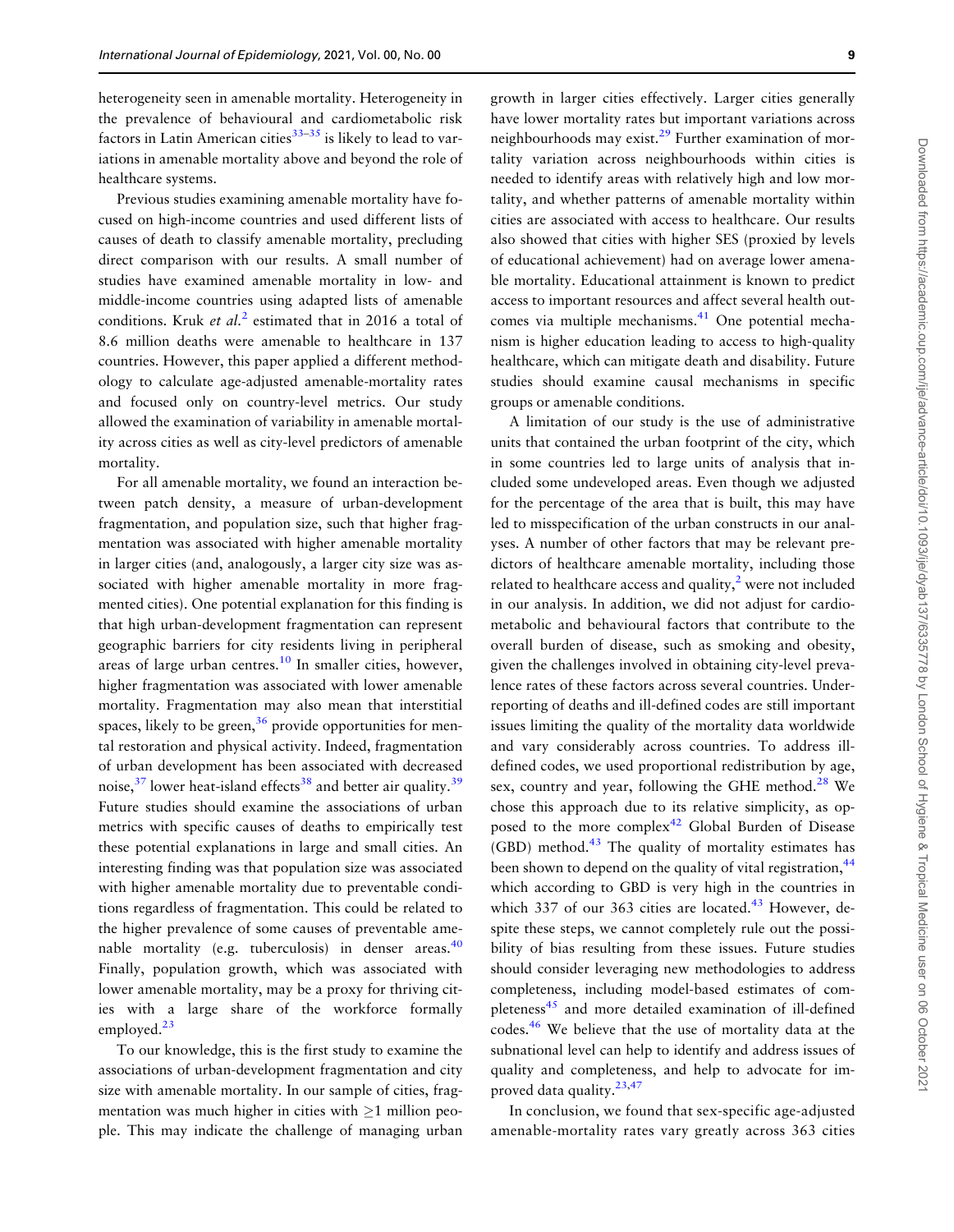heterogeneity seen in amenable mortality. Heterogeneity in the prevalence of behavioural and cardiometabolic risk factors in Latin American cities[33–35] is likely to lead to variations in amenable mortality above and beyond the role of healthcare systems.

Previous studies examining amenable mortality have focused on high-income countries and used different lists of causes of death to classify amenable mortality, precluding direct comparison with our results. A small number of studies have examined amenable mortality in low- and middle-income countries using adapted lists of amenable conditions. Kruk *et al.*[2] estimated that in 2016 a total of 8.6 million deaths were amenable to healthcare in 137 countries. However, this paper applied a different methodology to calculate age-adjusted amenable-mortality rates and focused only on country-level metrics. Our study allowed the examination of variability in amenable mortality across cities as well as city-level predictors of amenable mortality.

For all amenable mortality, we found an interaction between patch density, a measure of urban-development fragmentation, and population size, such that higher fragmentation was associated with higher amenable mortality in larger cities (and, analogously, a larger city size was associated with higher amenable mortality in more fragmented cities). One potential explanation for this finding is that high urban-development fragmentation can represent geographic barriers for city residents living in peripheral areas of large urban centres.[10] In smaller cities, however, higher fragmentation was associated with lower amenable mortality. Fragmentation may also mean that interstitial spaces, likely to be green,[36] provide opportunities for mental restoration and physical activity. Indeed, fragmentation of urban development has been associated with decreased noise,[37] lower heat-island effects[38] and better air quality.[39] Future studies should examine the associations of urban metrics with specific causes of deaths to empirically test these potential explanations in large and small cities. An interesting finding was that population size was associated with higher amenable mortality due to preventable conditions regardless of fragmentation. This could be related to the higher prevalence of some causes of preventable amenable mortality (e.g. tuberculosis) in denser areas.[40] Finally, population growth, which was associated with lower amenable mortality, may be a proxy for thriving cities with a large share of the workforce formally employed.[23]

To our knowledge, this is the first study to examine the associations of urban-development fragmentation and city size with amenable mortality. In our sample of cities, fragmentation was much higher in cities with ≥1 million people. This may indicate the challenge of managing urban growth in larger cities effectively. Larger cities generally have lower mortality rates but important variations across neighbourhoods may exist.[29] Further examination of mortality variation across neighbourhoods within cities is needed to identify areas with relatively high and low mortality, and whether patterns of amenable mortality within cities are associated with access to healthcare. Our results also showed that cities with higher SES (proxied by levels of educational achievement) had on average lower amenable mortality. Educational attainment is known to predict access to important resources and affect several health outcomes via multiple mechanisms.[41] One potential mechanism is higher education leading to access to high-quality healthcare, which can mitigate death and disability. Future studies should examine causal mechanisms in specific groups or amenable conditions.

A limitation of our study is the use of administrative units that contained the urban footprint of the city, which in some countries led to large units of analysis that included some undeveloped areas. Even though we adjusted for the percentage of the area that is built, this may have led to misspecification of the urban constructs in our analyses. A number of other factors that may be relevant predictors of healthcare amenable mortality, including those related to healthcare access and quality,[2] were not included in our analysis. In addition, we did not adjust for cardiometabolic and behavioural factors that contribute to the overall burden of disease, such as smoking and obesity, given the challenges involved in obtaining city-level prevalence rates of these factors across several countries. Underreporting of deaths and ill-defined codes are still important issues limiting the quality of the mortality data worldwide and vary considerably across countries. To address ill-defined codes, we used proportional redistribution by age, sex, country and year, following the GHE method.[28] We chose this approach due to its relative simplicity, as opposed to the more complex[42] Global Burden of Disease (GBD) method.[43] The quality of mortality estimates has been shown to depend on the quality of vital registration,[44] which according to GBD is very high in the countries in which 337 of our 363 cities are located.[43] However, despite these steps, we cannot completely rule out the possibility of bias resulting from these issues. Future studies should consider leveraging new methodologies to address completeness, including model-based estimates of completeness[45] and more detailed examination of ill-defined codes.[46] We believe that the use of mortality data at the subnational level can help to identify and address issues of quality and completeness, and help to advocate for improved data quality.[23,47]

In conclusion, we found that sex-specific age-adjusted amenable-mortality rates vary greatly across 363 cities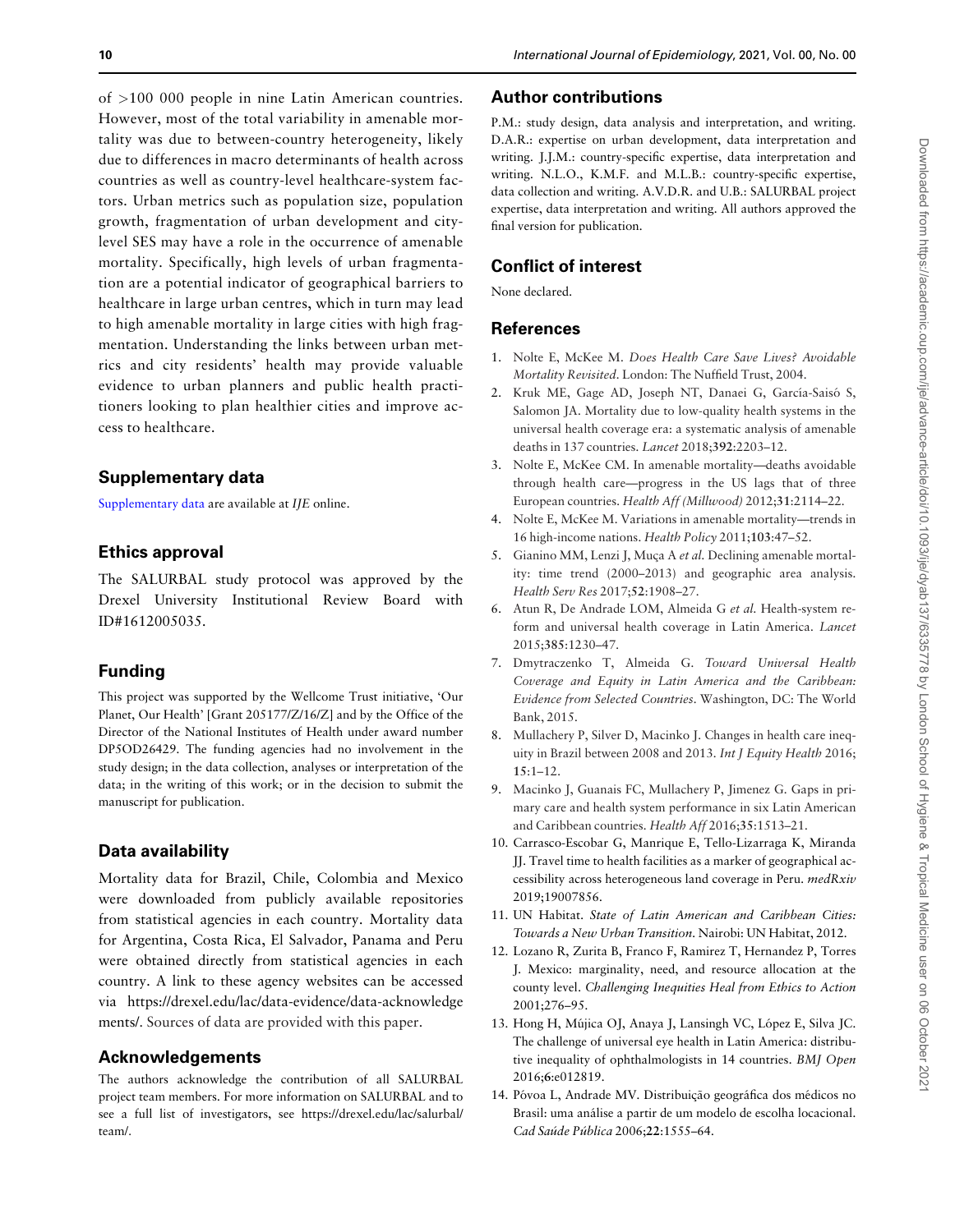of >100 000 people in nine Latin American countries. However, most of the total variability in amenable mortality was due to between-country heterogeneity, likely due to differences in macro determinants of health across countries as well as country-level healthcare-system factors. Urban metrics such as population size, population growth, fragmentation of urban development and city-level SES may have a role in the occurrence of amenable mortality. Specifically, high levels of urban fragmentation are a potential indicator of geographical barriers to healthcare in large urban centres, which in turn may lead to high amenable mortality in large cities with high fragmentation. Understanding the links between urban metrics and city residents' health may provide valuable evidence to urban planners and public health practitioners looking to plan healthier cities and improve access to healthcare.

## Supplementary data

Supplementary data are available at *IJE* online.

## Ethics approval

The SALURBAL study protocol was approved by the Drexel University Institutional Review Board with ID#1612005035.

## Funding

This project was supported by the Wellcome Trust initiative, 'Our Planet, Our Health' [Grant 205177/Z/16/Z] and by the Office of the Director of the National Institutes of Health under award number DP5OD26429. The funding agencies had no involvement in the study design; in the data collection, analyses or interpretation of the data; in the writing of this work; or in the decision to submit the manuscript for publication.

## Data availability

Mortality data for Brazil, Chile, Colombia and Mexico were downloaded from publicly available repositories from statistical agencies in each country. Mortality data for Argentina, Costa Rica, El Salvador, Panama and Peru were obtained directly from statistical agencies in each country. A link to these agency websites can be accessed via https://drexel.edu/lac/data-evidence/data-acknowledgements/. Sources of data are provided with this paper.

## Acknowledgements

The authors acknowledge the contribution of all SALURBAL project team members. For more information on SALURBAL and to see a full list of investigators, see https://drexel.edu/lac/salurbal/team/.

## Author contributions

P.M.: study design, data analysis and interpretation, and writing. D.A.R.: expertise on urban development, data interpretation and writing. J.J.M.: country-specific expertise, data interpretation and writing. N.L.O., K.M.F. and M.L.B.: country-specific expertise, data collection and writing. A.V.D.R. and U.B.: SALURBAL project expertise, data interpretation and writing. All authors approved the final version for publication.

## Conflict of interest

None declared.

## References

1. Nolte E, McKee M. *Does Health Care Save Lives? Avoidable Mortality Revisited*. London: The Nuffield Trust, 2004.
2. Kruk ME, Gage AD, Joseph NT, Danaei G, García-Saisó S, Salomon JA. Mortality due to low-quality health systems in the universal health coverage era: a systematic analysis of amenable deaths in 137 countries. *Lancet* 2018;**392**:2203–12.
3. Nolte E, McKee CM. In amenable mortality—deaths avoidable through health care—progress in the US lags that of three European countries. *Health Aff (Millwood)* 2012;**31**:2114–22.
4. Nolte E, McKee M. Variations in amenable mortality—trends in 16 high-income nations. *Health Policy* 2011;**103**:47–52.
5. Gianino MM, Lenzi J, Muça A *et al*. Declining amenable mortality: time trend (2000–2013) and geographic area analysis. *Health Serv Res* 2017;**52**:1908–27.
6. Atun R, De Andrade LOM, Almeida G *et al*. Health-system reform and universal health coverage in Latin America. *Lancet* 2015;**385**:1230–47.
7. Dmytraczenko T, Almeida G. *Toward Universal Health Coverage and Equity in Latin America and the Caribbean: Evidence from Selected Countries*. Washington, DC: The World Bank, 2015.
8. Mullachery P, Silver D, Macinko J. Changes in health care inequity in Brazil between 2008 and 2013. *Int J Equity Health* 2016;**15**:1–12.
9. Macinko J, Guanais FC, Mullachery P, Jimenez G. Gaps in primary care and health system performance in six Latin American and Caribbean countries. *Health Aff* 2016;**35**:1513–21.
10. Carrasco-Escobar G, Manrique E, Tello-Lizarraga K, Miranda JJ. Travel time to health facilities as a marker of geographical accessibility across heterogeneous land coverage in Peru. *medRxiv* 2019;19007856.
11. UN Habitat. *State of Latin American and Caribbean Cities: Towards a New Urban Transition*. Nairobi: UN Habitat, 2012.
12. Lozano R, Zurita B, Franco F, Ramirez T, Hernandez P, Torres J. Mexico: marginality, need, and resource allocation at the county level. *Challenging Inequities Heal from Ethics to Action* 2001;276–95.
13. Hong H, Mújica OJ, Anaya J, Lansingh VC, López E, Silva JC. The challenge of universal eye health in Latin America: distributive inequality of ophthalmologists in 14 countries. *BMJ Open* 2016;**6**:e012819.
14. Póvoa L, Andrade MV. Distribuição geográfica dos médicos no Brasil: uma análise a partir de um modelo de escolha locacional. *Cad Saúde Pública* 2006;**22**:1555–64.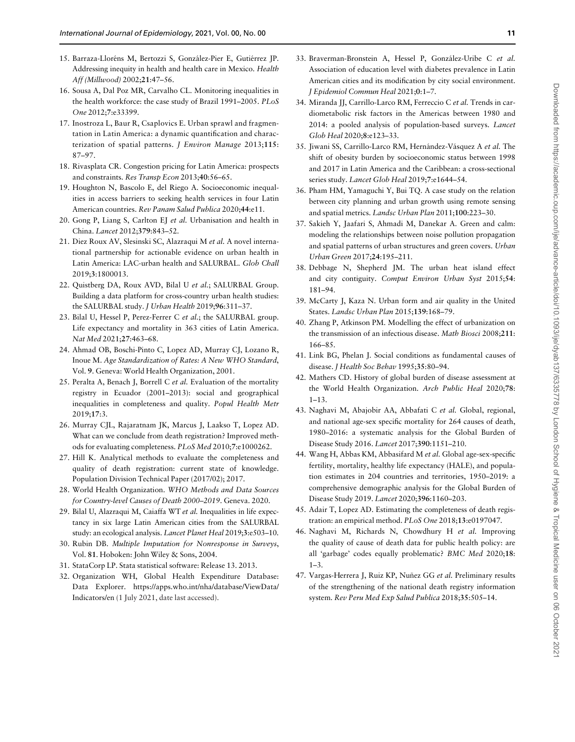15. Barraza-Lloréns M, Bertozzi S, González-Pier E, Gutiérrez JP. Addressing inequity in health and health care in Mexico. *Health Aff (Millwood)* 2002;**21**:47–56.
16. Sousa A, Dal Poz MR, Carvalho CL. Monitoring inequalities in the health workforce: the case study of Brazil 1991–2005. *PLoS One* 2012;**7**:e33399.
17. Inostroza L, Baur R, Csaplovics E. Urban sprawl and fragmentation in Latin America: a dynamic quantification and characterization of spatial patterns. *J Environ Manage* 2013;**115**: 87–97.
18. Rivasplata CR. Congestion pricing for Latin America: prospects and constraints. *Res Transp Econ* 2013;**40**:56–65.
19. Houghton N, Bascolo E, del Riego A. Socioeconomic inequalities in access barriers to seeking health services in four Latin American countries. *Rev Panam Salud Publica* 2020;**44**:e11.
20. Gong P, Liang S, Carlton EJ *et al.* Urbanisation and health in China. *Lancet* 2012;**379**:843–52.
21. Diez Roux AV, Slesinski SC, Alazraqui M *et al.* A novel international partnership for actionable evidence on urban health in Latin America: LAC-urban health and SALURBAL. *Glob Chall* 2019;**3**:1800013.
22. Quistberg DA, Roux AVD, Bilal U *et al.*; SALURBAL Group. Building a data platform for cross-country urban health studies: the SALURBAL study. *J Urban Health* 2019;**96**:311–37.
23. Bilal U, Hessel P, Perez-Ferrer C *et al.*; the SALURBAL group. Life expectancy and mortality in 363 cities of Latin America. *Nat Med* 2021;**27**:463–68.
24. Ahmad OB, Boschi-Pinto C, Lopez AD, Murray CJ, Lozano R, Inoue M. *Age Standardization of Rates: A New WHO Standard*, Vol. **9**. Geneva: World Health Organization, 2001.
25. Peralta A, Benach J, Borrell C *et al.* Evaluation of the mortality registry in Ecuador (2001–2013): social and geographical inequalities in completeness and quality. *Popul Health Metr* 2019;**17**:3.
26. Murray CJL, Rajaratnam JK, Marcus J, Laakso T, Lopez AD. What can we conclude from death registration? Improved methods for evaluating completeness. *PLoS Med* 2010;**7**:e1000262.
27. Hill K. Analytical methods to evaluate the completeness and quality of death registration: current state of knowledge. Population Division Technical Paper (2017/02); 2017.
28. World Health Organization. *WHO Methods and Data Sources for Country-level Causes of Death 2000–2019*. Geneva. 2020.
29. Bilal U, Alazraqui M, Caiaffa WT *et al.* Inequalities in life expectancy in six large Latin American cities from the SALURBAL study: an ecological analysis. *Lancet Planet Heal* 2019;**3**:e503–10.
30. Rubin DB. *Multiple Imputation for Nonresponse in Surveys*, Vol. **81**. Hoboken: John Wiley & Sons, 2004.
31. StataCorp LP. Stata statistical software: Release 13. 2013.
32. Organization WH, Global Health Expenditure Database: Data Explorer. https://apps.who.int/nha/database/ViewData/Indicators/en (1 July 2021, date last accessed).
33. Braverman-Bronstein A, Hessel P, González-Uribe C *et al.* Association of education level with diabetes prevalence in Latin American cities and its modification by city social environment. *J Epidemiol Commun Heal* 2021;**0**:1–7.
34. Miranda JJ, Carrillo-Larco RM, Ferreccio C *et al.* Trends in cardiometabolic risk factors in the Americas between 1980 and 2014: a pooled analysis of population-based surveys. *Lancet Glob Heal* 2020;**8**:e123–33.
35. Jiwani SS, Carrillo-Larco RM, Hernández-Vásquez A *et al.* The shift of obesity burden by socioeconomic status between 1998 and 2017 in Latin America and the Caribbean: a cross-sectional series study. *Lancet Glob Heal* 2019;**7**:e1644–54.
36. Pham HM, Yamaguchi Y, Bui TQ. A case study on the relation between city planning and urban growth using remote sensing and spatial metrics. *Landsc Urban Plan* 2011;**100**:223–30.
37. Sakieh Y, Jaafari S, Ahmadi M, Danekar A. Green and calm: modeling the relationships between noise pollution propagation and spatial patterns of urban structures and green covers. *Urban Urban Green* 2017;**24**:195–211.
38. Debbage N, Shepherd JM. The urban heat island effect and city contiguity. *Comput Environ Urban Syst* 2015;**54**: 181–94.
39. McCarty J, Kaza N. Urban form and air quality in the United States. *Landsc Urban Plan* 2015;**139**:168–79.
40. Zhang P, Atkinson PM. Modelling the effect of urbanization on the transmission of an infectious disease. *Math Biosci* 2008;**211**: 166–85.
41. Link BG, Phelan J. Social conditions as fundamental causes of disease. *J Health Soc Behav* 1995;**35**:80–94.
42. Mathers CD. History of global burden of disease assessment at the World Health Organization. *Arch Public Heal* 2020;**78**: 1–13.
43. Naghavi M, Abajobir AA, Abbafati C *et al.* Global, regional, and national age-sex specific mortality for 264 causes of death, 1980–2016: a systematic analysis for the Global Burden of Disease Study 2016. *Lancet* 2017;**390**:1151–210.
44. Wang H, Abbas KM, Abbasifard M *et al.* Global age-sex-specific fertility, mortality, healthy life expectancy (HALE), and population estimates in 204 countries and territories, 1950–2019: a comprehensive demographic analysis for the Global Burden of Disease Study 2019. *Lancet* 2020;**396**:1160–203.
45. Adair T, Lopez AD. Estimating the completeness of death registration: an empirical method. *PLoS One* 2018;**13**:e0197047.
46. Naghavi M, Richards N, Chowdhury H *et al.* Improving the quality of cause of death data for public health policy: are all 'garbage' codes equally problematic? *BMC Med* 2020;**18**: 1–3.
47. Vargas-Herrera J, Ruiz KP, Nuñez GG *et al.* Preliminary results of the strengthening of the national death registry information system. *Rev Peru Med Exp Salud Publica* 2018;**35**:505–14.